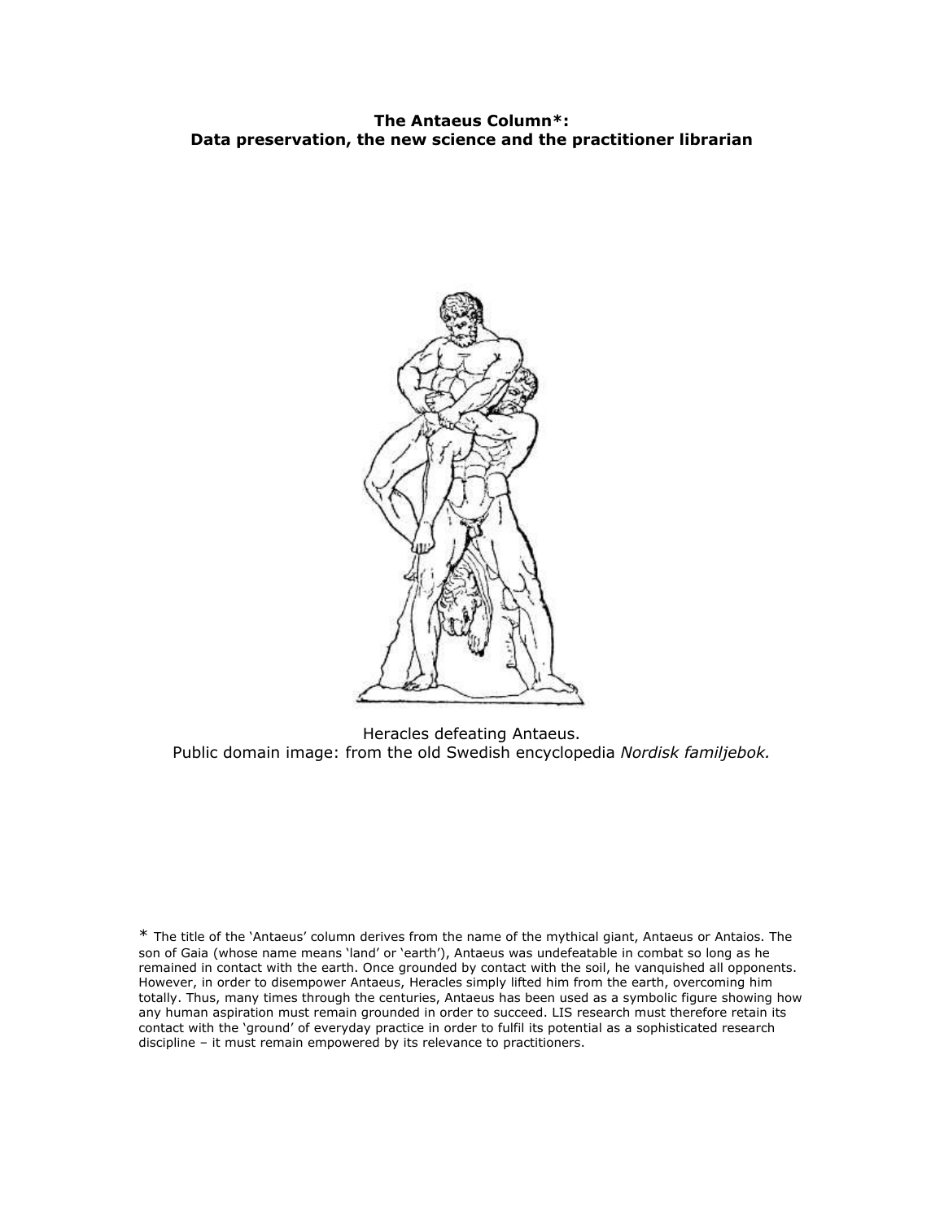**The Antaeus Column*:**
**Data preservation, the new science and the practitioner librarian**

Heracles defeating Antaeus.
Public domain image: from the old Swedish encyclopedia *Nordisk familjebok.*

* The title of the 'Antaeus' column derives from the name of the mythical giant, Antaeus or Antaios. The son of Gaia (whose name means 'land' or 'earth'), Antaeus was undefeatable in combat so long as he remained in contact with the earth. Once grounded by contact with the soil, he vanquished all opponents. However, in order to disempower Antaeus, Heracles simply lifted him from the earth, overcoming him totally. Thus, many times through the centuries, Antaeus has been used as a symbolic figure showing how any human aspiration must remain grounded in order to succeed. LIS research must therefore retain its contact with the 'ground' of everyday practice in order to fulfil its potential as a sophisticated research discipline – it must remain empowered by its relevance to practitioners.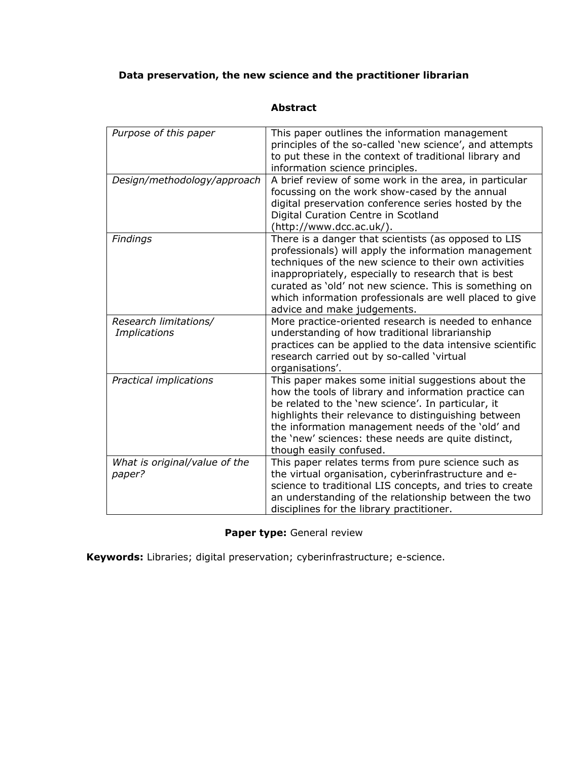**Data preservation, the new science and the practitioner librarian**

**Abstract**

| | |
|---|---|
| *Purpose of this paper* | This paper outlines the information management principles of the so-called 'new science', and attempts to put these in the context of traditional library and information science principles. |
| *Design/methodology/approach* | A brief review of some work in the area, in particular focussing on the work show-cased by the annual digital preservation conference series hosted by the Digital Curation Centre in Scotland (http://www.dcc.ac.uk/). |
| *Findings* | There is a danger that scientists (as opposed to LIS professionals) will apply the information management techniques of the new science to their own activities inappropriately, especially to research that is best curated as 'old' not new science. This is something on which information professionals are well placed to give advice and make judgements. |
| *Research limitations/ Implications* | More practice-oriented research is needed to enhance understanding of how traditional librarianship practices can be applied to the data intensive scientific research carried out by so-called 'virtual organisations'. |
| *Practical implications* | This paper makes some initial suggestions about the how the tools of library and information practice can be related to the 'new science'. In particular, it highlights their relevance to distinguishing between the information management needs of the 'old' and the 'new' sciences: these needs are quite distinct, though easily confused. |
| *What is original/value of the paper?* | This paper relates terms from pure science such as the virtual organisation, cyberinfrastructure and e-science to traditional LIS concepts, and tries to create an understanding of the relationship between the two disciplines for the library practitioner. |

**Paper type:** General review

**Keywords:** Libraries; digital preservation; cyberinfrastructure; e-science.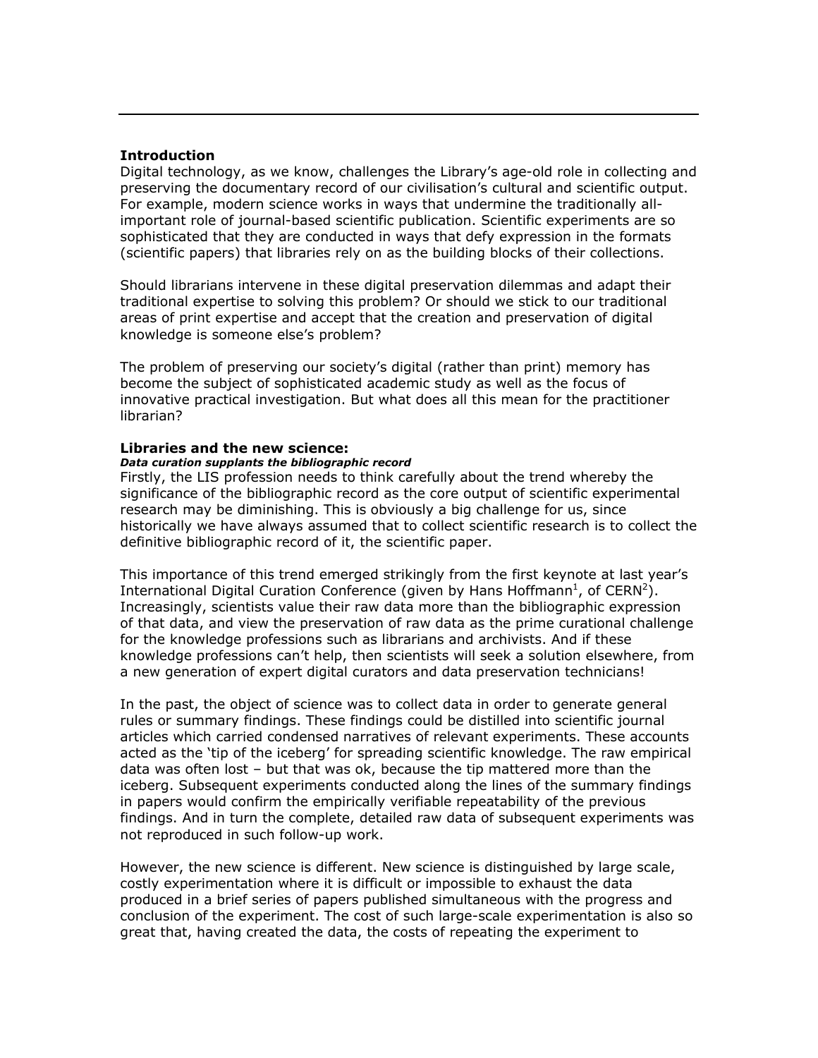## Introduction

Digital technology, as we know, challenges the Library's age-old role in collecting and preserving the documentary record of our civilisation's cultural and scientific output. For example, modern science works in ways that undermine the traditionally all-important role of journal-based scientific publication. Scientific experiments are so sophisticated that they are conducted in ways that defy expression in the formats (scientific papers) that libraries rely on as the building blocks of their collections.

Should librarians intervene in these digital preservation dilemmas and adapt their traditional expertise to solving this problem? Or should we stick to our traditional areas of print expertise and accept that the creation and preservation of digital knowledge is someone else's problem?

The problem of preserving our society's digital (rather than print) memory has become the subject of sophisticated academic study as well as the focus of innovative practical investigation. But what does all this mean for the practitioner librarian?

## Libraries and the new science:

### *Data curation supplants the bibliographic record*

Firstly, the LIS profession needs to think carefully about the trend whereby the significance of the bibliographic record as the core output of scientific experimental research may be diminishing. This is obviously a big challenge for us, since historically we have always assumed that to collect scientific research is to collect the definitive bibliographic record of it, the scientific paper.

This importance of this trend emerged strikingly from the first keynote at last year's International Digital Curation Conference (given by Hans Hoffmann[1], of CERN[2]). Increasingly, scientists value their raw data more than the bibliographic expression of that data, and view the preservation of raw data as the prime curational challenge for the knowledge professions such as librarians and archivists. And if these knowledge professions can't help, then scientists will seek a solution elsewhere, from a new generation of expert digital curators and data preservation technicians!

In the past, the object of science was to collect data in order to generate general rules or summary findings. These findings could be distilled into scientific journal articles which carried condensed narratives of relevant experiments. These accounts acted as the 'tip of the iceberg' for spreading scientific knowledge. The raw empirical data was often lost – but that was ok, because the tip mattered more than the iceberg. Subsequent experiments conducted along the lines of the summary findings in papers would confirm the empirically verifiable repeatability of the previous findings. And in turn the complete, detailed raw data of subsequent experiments was not reproduced in such follow-up work.

However, the new science is different. New science is distinguished by large scale, costly experimentation where it is difficult or impossible to exhaust the data produced in a brief series of papers published simultaneous with the progress and conclusion of the experiment. The cost of such large-scale experimentation is also so great that, having created the data, the costs of repeating the experiment to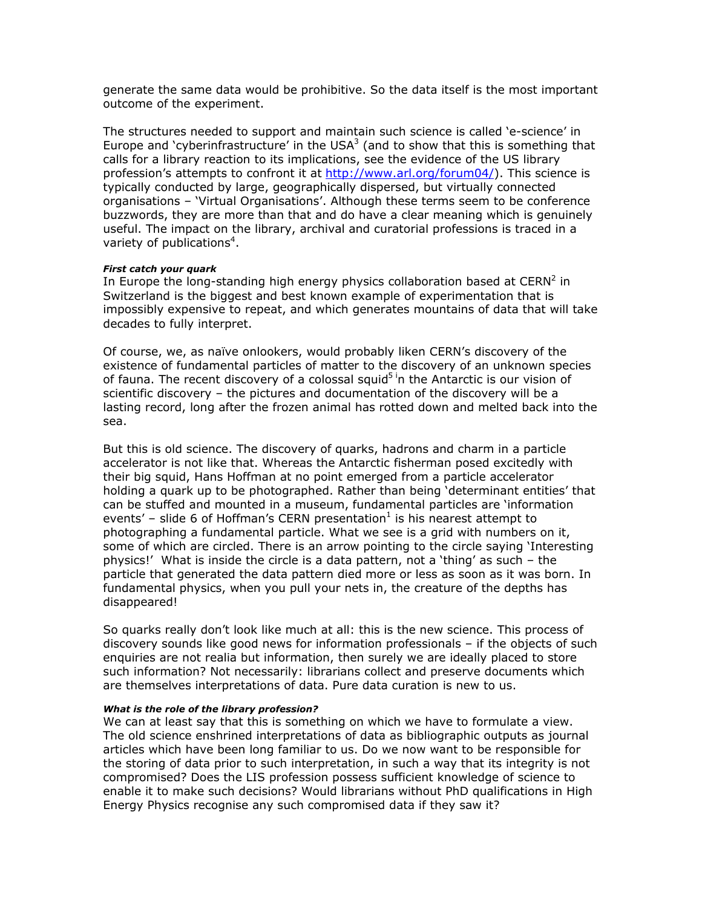generate the same data would be prohibitive. So the data itself is the most important outcome of the experiment.

The structures needed to support and maintain such science is called 'e-science' in Europe and 'cyberinfrastructure' in the USA[3] (and to show that this is something that calls for a library reaction to its implications, see the evidence of the US library profession's attempts to confront it at http://www.arl.org/forum04/). This science is typically conducted by large, geographically dispersed, but virtually connected organisations – 'Virtual Organisations'. Although these terms seem to be conference buzzwords, they are more than that and do have a clear meaning which is genuinely useful. The impact on the library, archival and curatorial professions is traced in a variety of publications[4].

***First catch your quark***

In Europe the long-standing high energy physics collaboration based at CERN[2] in Switzerland is the biggest and best known example of experimentation that is impossibly expensive to repeat, and which generates mountains of data that will take decades to fully interpret.

Of course, we, as naïve onlookers, would probably liken CERN's discovery of the existence of fundamental particles of matter to the discovery of an unknown species of fauna. The recent discovery of a colossal squid[5] in the Antarctic is our vision of scientific discovery – the pictures and documentation of the discovery will be a lasting record, long after the frozen animal has rotted down and melted back into the sea.

But this is old science. The discovery of quarks, hadrons and charm in a particle accelerator is not like that. Whereas the Antarctic fisherman posed excitedly with their big squid, Hans Hoffman at no point emerged from a particle accelerator holding a quark up to be photographed. Rather than being 'determinant entities' that can be stuffed and mounted in a museum, fundamental particles are 'information events' – slide 6 of Hoffman's CERN presentation[1] is his nearest attempt to photographing a fundamental particle. What we see is a grid with numbers on it, some of which are circled. There is an arrow pointing to the circle saying 'Interesting physics!' What is inside the circle is a data pattern, not a 'thing' as such – the particle that generated the data pattern died more or less as soon as it was born. In fundamental physics, when you pull your nets in, the creature of the depths has disappeared!

So quarks really don't look like much at all: this is the new science. This process of discovery sounds like good news for information professionals – if the objects of such enquiries are not realia but information, then surely we are ideally placed to store such information? Not necessarily: librarians collect and preserve documents which are themselves interpretations of data. Pure data curation is new to us.

***What is the role of the library profession?***

We can at least say that this is something on which we have to formulate a view. The old science enshrined interpretations of data as bibliographic outputs as journal articles which have been long familiar to us. Do we now want to be responsible for the storing of data prior to such interpretation, in such a way that its integrity is not compromised? Does the LIS profession possess sufficient knowledge of science to enable it to make such decisions? Would librarians without PhD qualifications in High Energy Physics recognise any such compromised data if they saw it?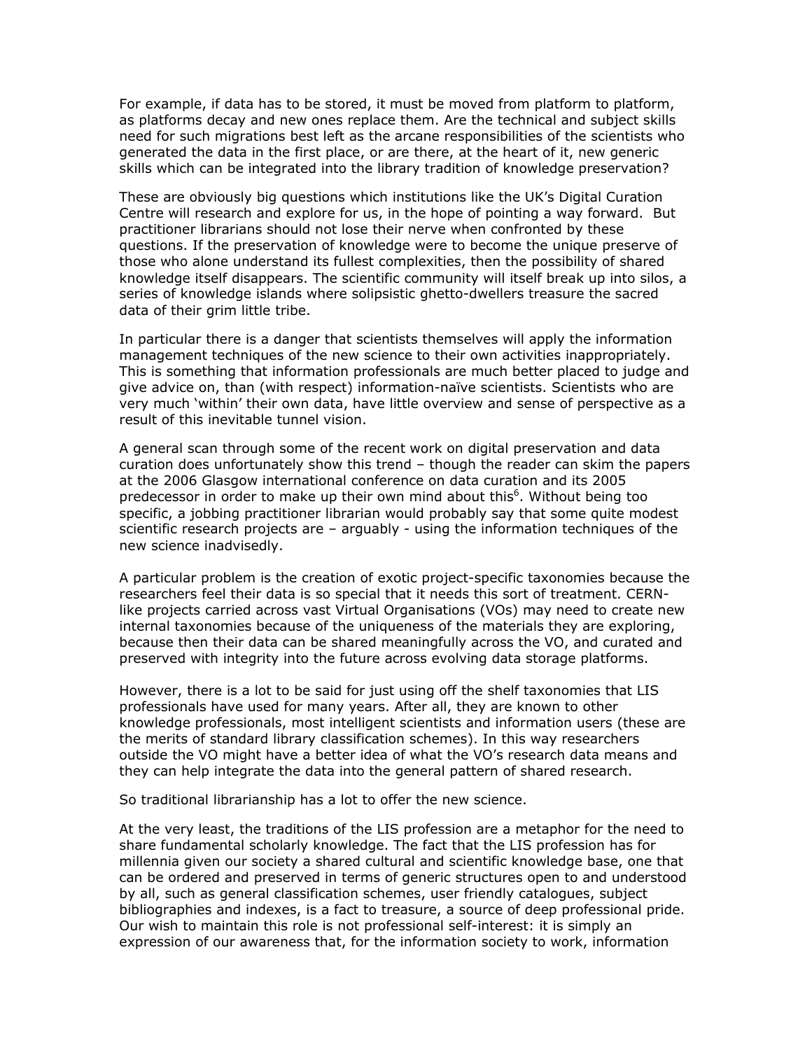For example, if data has to be stored, it must be moved from platform to platform, as platforms decay and new ones replace them. Are the technical and subject skills need for such migrations best left as the arcane responsibilities of the scientists who generated the data in the first place, or are there, at the heart of it, new generic skills which can be integrated into the library tradition of knowledge preservation?

These are obviously big questions which institutions like the UK's Digital Curation Centre will research and explore for us, in the hope of pointing a way forward. But practitioner librarians should not lose their nerve when confronted by these questions. If the preservation of knowledge were to become the unique preserve of those who alone understand its fullest complexities, then the possibility of shared knowledge itself disappears. The scientific community will itself break up into silos, a series of knowledge islands where solipsistic ghetto-dwellers treasure the sacred data of their grim little tribe.

In particular there is a danger that scientists themselves will apply the information management techniques of the new science to their own activities inappropriately. This is something that information professionals are much better placed to judge and give advice on, than (with respect) information-naïve scientists. Scientists who are very much 'within' their own data, have little overview and sense of perspective as a result of this inevitable tunnel vision.

A general scan through some of the recent work on digital preservation and data curation does unfortunately show this trend – though the reader can skim the papers at the 2006 Glasgow international conference on data curation and its 2005 predecessor in order to make up their own mind about this[6]. Without being too specific, a jobbing practitioner librarian would probably say that some quite modest scientific research projects are – arguably - using the information techniques of the new science inadvisedly.

A particular problem is the creation of exotic project-specific taxonomies because the researchers feel their data is so special that it needs this sort of treatment. CERN-like projects carried across vast Virtual Organisations (VOs) may need to create new internal taxonomies because of the uniqueness of the materials they are exploring, because then their data can be shared meaningfully across the VO, and curated and preserved with integrity into the future across evolving data storage platforms.

However, there is a lot to be said for just using off the shelf taxonomies that LIS professionals have used for many years. After all, they are known to other knowledge professionals, most intelligent scientists and information users (these are the merits of standard library classification schemes). In this way researchers outside the VO might have a better idea of what the VO's research data means and they can help integrate the data into the general pattern of shared research.

So traditional librarianship has a lot to offer the new science.

At the very least, the traditions of the LIS profession are a metaphor for the need to share fundamental scholarly knowledge. The fact that the LIS profession has for millennia given our society a shared cultural and scientific knowledge base, one that can be ordered and preserved in terms of generic structures open to and understood by all, such as general classification schemes, user friendly catalogues, subject bibliographies and indexes, is a fact to treasure, a source of deep professional pride. Our wish to maintain this role is not professional self-interest: it is simply an expression of our awareness that, for the information society to work, information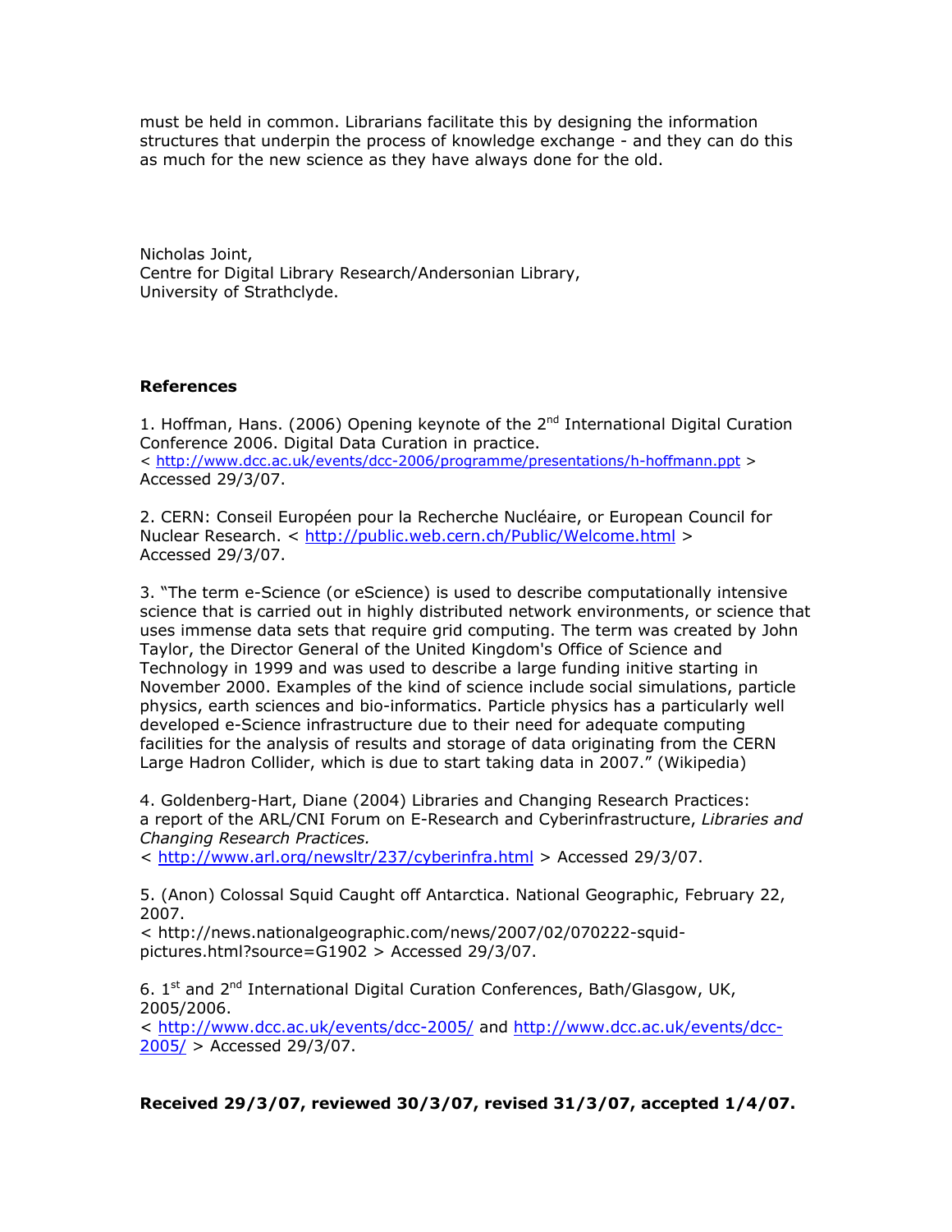must be held in common. Librarians facilitate this by designing the information structures that underpin the process of knowledge exchange - and they can do this as much for the new science as they have always done for the old.

Nicholas Joint,
Centre for Digital Library Research/Andersonian Library,
University of Strathclyde.

**References**

1. Hoffman, Hans. (2006) Opening keynote of the 2nd International Digital Curation Conference 2006. Digital Data Curation in practice.
< http://www.dcc.ac.uk/events/dcc-2006/programme/presentations/h-hoffmann.ppt > Accessed 29/3/07.

2. CERN: Conseil Européen pour la Recherche Nucléaire, or European Council for Nuclear Research. < http://public.web.cern.ch/Public/Welcome.html > Accessed 29/3/07.

3. "The term e-Science (or eScience) is used to describe computationally intensive science that is carried out in highly distributed network environments, or science that uses immense data sets that require grid computing. The term was created by John Taylor, the Director General of the United Kingdom's Office of Science and Technology in 1999 and was used to describe a large funding initive starting in November 2000. Examples of the kind of science include social simulations, particle physics, earth sciences and bio-informatics. Particle physics has a particularly well developed e-Science infrastructure due to their need for adequate computing facilities for the analysis of results and storage of data originating from the CERN Large Hadron Collider, which is due to start taking data in 2007." (Wikipedia)

4. Goldenberg-Hart, Diane (2004) Libraries and Changing Research Practices: a report of the ARL/CNI Forum on E-Research and Cyberinfrastructure, *Libraries and Changing Research Practices.*
< http://www.arl.org/newsltr/237/cyberinfra.html > Accessed 29/3/07.

5. (Anon) Colossal Squid Caught off Antarctica. National Geographic, February 22, 2007.
< http://news.nationalgeographic.com/news/2007/02/070222-squid-pictures.html?source=G1902 > Accessed 29/3/07.

6. 1st and 2nd International Digital Curation Conferences, Bath/Glasgow, UK, 2005/2006.
< http://www.dcc.ac.uk/events/dcc-2005/ and http://www.dcc.ac.uk/events/dcc-2005/ > Accessed 29/3/07.

**Received 29/3/07, reviewed 30/3/07, revised 31/3/07, accepted 1/4/07.**